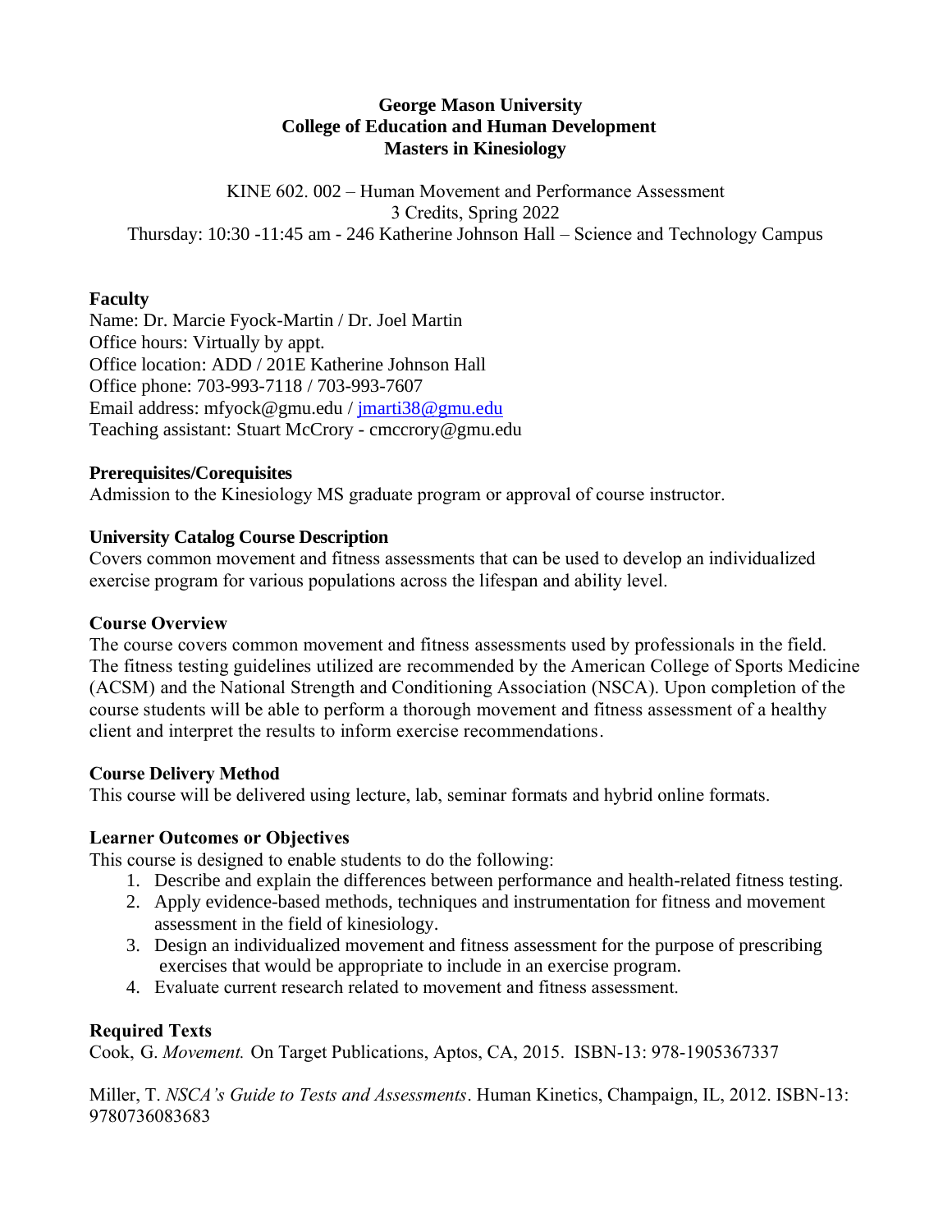**George Mason University**
**College of Education and Human Development**
**Masters in Kinesiology**

KINE 602. 002 – Human Movement and Performance Assessment
3 Credits, Spring 2022
Thursday: 10:30 -11:45 am - 246 Katherine Johnson Hall – Science and Technology Campus

## Faculty

Name: Dr. Marcie Fyock-Martin / Dr. Joel Martin
Office hours: Virtually by appt.
Office location: ADD / 201E Katherine Johnson Hall
Office phone: 703-993-7118 / 703-993-7607
Email address: mfyock@gmu.edu / jmarti38@gmu.edu
Teaching assistant: Stuart McCrory - cmccrory@gmu.edu

## Prerequisites/Corequisites

Admission to the Kinesiology MS graduate program or approval of course instructor.

## University Catalog Course Description

Covers common movement and fitness assessments that can be used to develop an individualized exercise program for various populations across the lifespan and ability level.

## Course Overview

The course covers common movement and fitness assessments used by professionals in the field. The fitness testing guidelines utilized are recommended by the American College of Sports Medicine (ACSM) and the National Strength and Conditioning Association (NSCA). Upon completion of the course students will be able to perform a thorough movement and fitness assessment of a healthy client and interpret the results to inform exercise recommendations.

## Course Delivery Method

This course will be delivered using lecture, lab, seminar formats and hybrid online formats.

## Learner Outcomes or Objectives

This course is designed to enable students to do the following:

1. Describe and explain the differences between performance and health-related fitness testing.
2. Apply evidence-based methods, techniques and instrumentation for fitness and movement assessment in the field of kinesiology.
3. Design an individualized movement and fitness assessment for the purpose of prescribing exercises that would be appropriate to include in an exercise program.
4. Evaluate current research related to movement and fitness assessment.

## Required Texts

Cook, G. *Movement.* On Target Publications, Aptos, CA, 2015. ISBN-13: 978-1905367337

Miller, T. *NSCA's Guide to Tests and Assessments*. Human Kinetics, Champaign, IL, 2012. ISBN-13: 9780736083683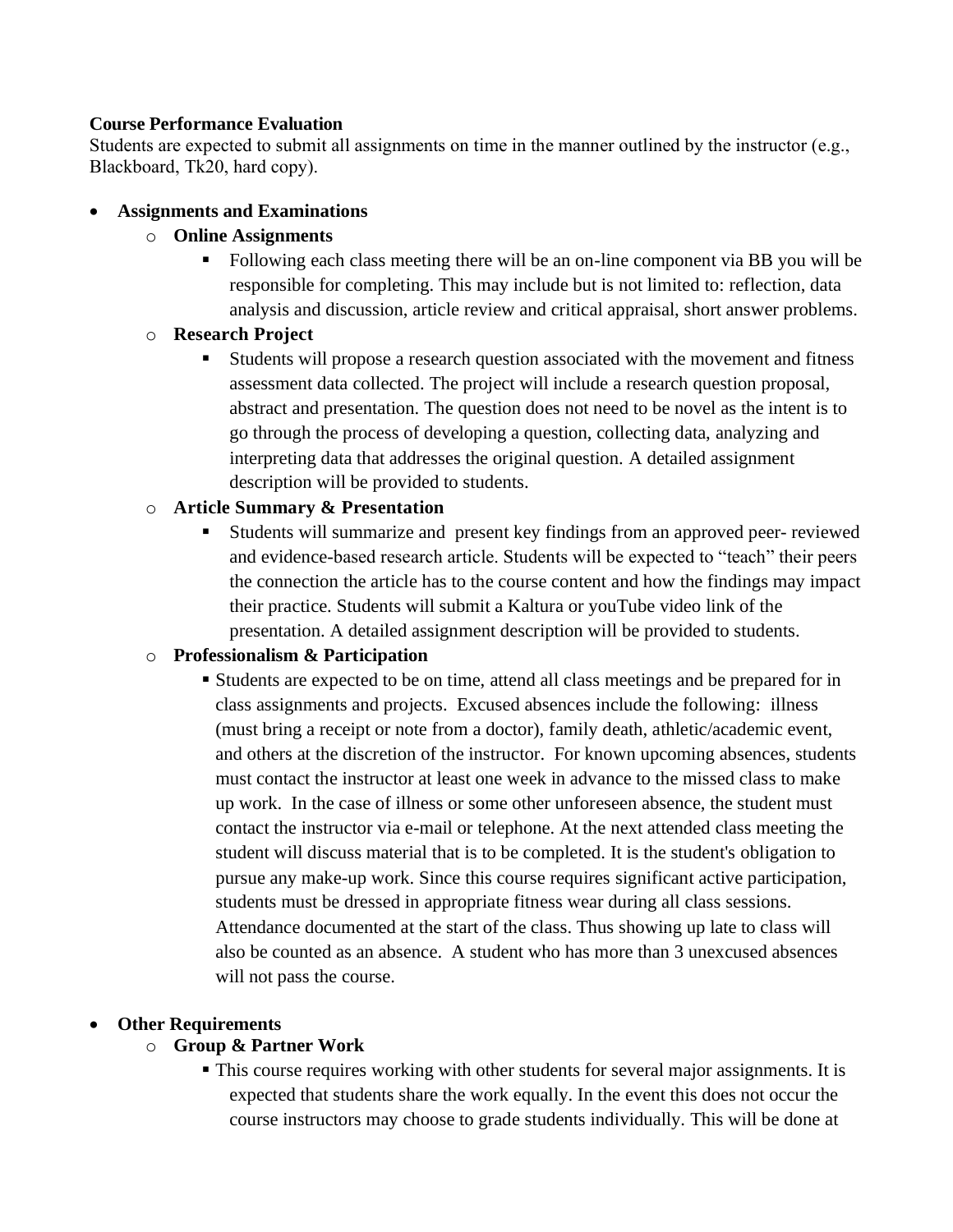**Course Performance Evaluation**

Students are expected to submit all assignments on time in the manner outlined by the instructor (e.g., Blackboard, Tk20, hard copy).

- **Assignments and Examinations**
  - **Online Assignments**
    - Following each class meeting there will be an on-line component via BB you will be responsible for completing. This may include but is not limited to: reflection, data analysis and discussion, article review and critical appraisal, short answer problems.
  - **Research Project**
    - Students will propose a research question associated with the movement and fitness assessment data collected. The project will include a research question proposal, abstract and presentation. The question does not need to be novel as the intent is to go through the process of developing a question, collecting data, analyzing and interpreting data that addresses the original question. A detailed assignment description will be provided to students.
  - **Article Summary & Presentation**
    - Students will summarize and present key findings from an approved peer- reviewed and evidence-based research article. Students will be expected to "teach" their peers the connection the article has to the course content and how the findings may impact their practice. Students will submit a Kaltura or youTube video link of the presentation. A detailed assignment description will be provided to students.
  - **Professionalism & Participation**
    - Students are expected to be on time, attend all class meetings and be prepared for in class assignments and projects. Excused absences include the following: illness (must bring a receipt or note from a doctor), family death, athletic/academic event, and others at the discretion of the instructor. For known upcoming absences, students must contact the instructor at least one week in advance to the missed class to make up work. In the case of illness or some other unforeseen absence, the student must contact the instructor via e-mail or telephone. At the next attended class meeting the student will discuss material that is to be completed. It is the student's obligation to pursue any make-up work. Since this course requires significant active participation, students must be dressed in appropriate fitness wear during all class sessions. Attendance documented at the start of the class. Thus showing up late to class will also be counted as an absence. A student who has more than 3 unexcused absences will not pass the course.

- **Other Requirements**
  - **Group & Partner Work**
    - This course requires working with other students for several major assignments. It is expected that students share the work equally. In the event this does not occur the course instructors may choose to grade students individually. This will be done at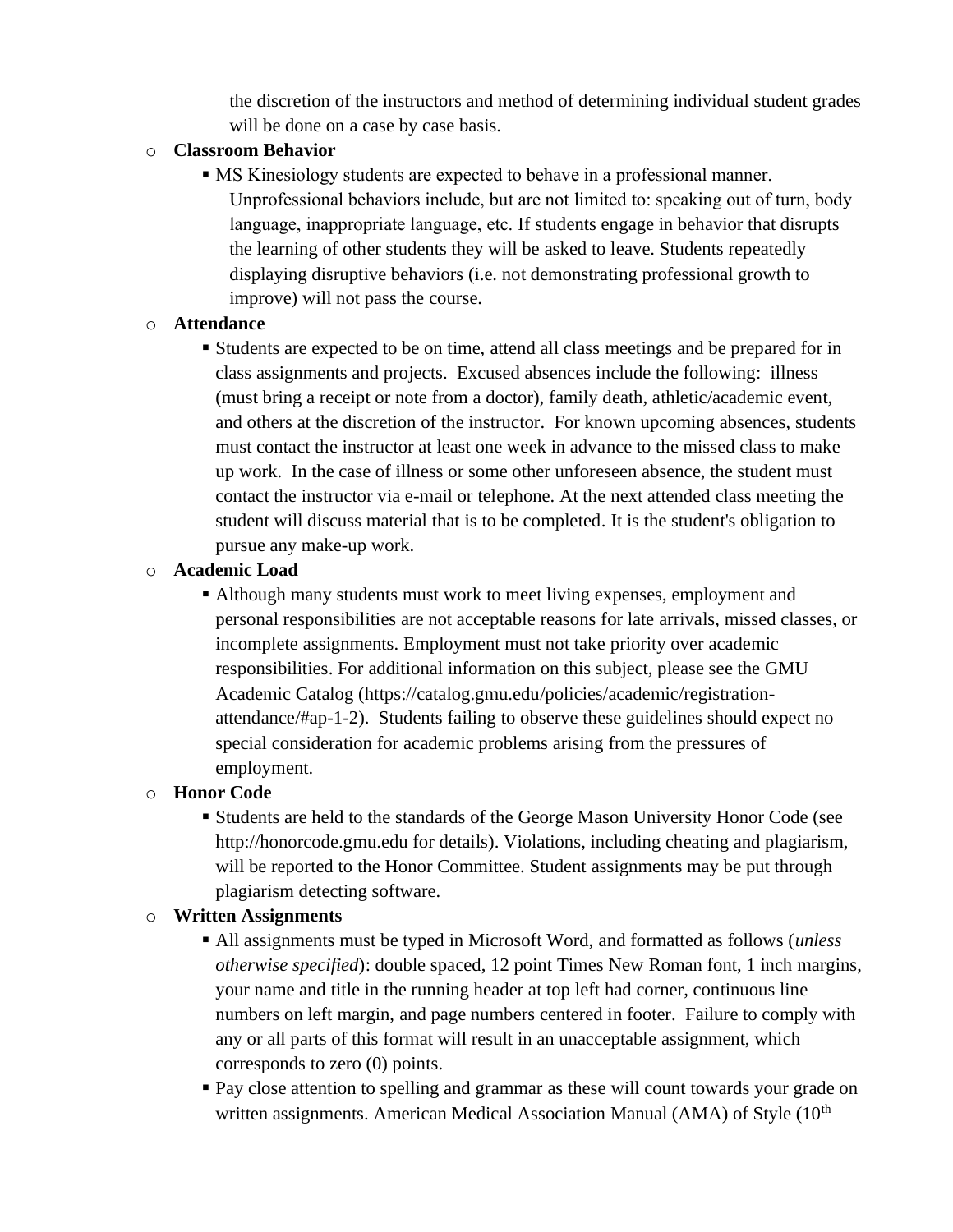the discretion of the instructors and method of determining individual student grades will be done on a case by case basis.

- **Classroom Behavior**
  - MS Kinesiology students are expected to behave in a professional manner. Unprofessional behaviors include, but are not limited to: speaking out of turn, body language, inappropriate language, etc. If students engage in behavior that disrupts the learning of other students they will be asked to leave. Students repeatedly displaying disruptive behaviors (i.e. not demonstrating professional growth to improve) will not pass the course.
- **Attendance**
  - Students are expected to be on time, attend all class meetings and be prepared for in class assignments and projects. Excused absences include the following: illness (must bring a receipt or note from a doctor), family death, athletic/academic event, and others at the discretion of the instructor. For known upcoming absences, students must contact the instructor at least one week in advance to the missed class to make up work. In the case of illness or some other unforeseen absence, the student must contact the instructor via e-mail or telephone. At the next attended class meeting the student will discuss material that is to be completed. It is the student's obligation to pursue any make-up work.
- **Academic Load**
  - Although many students must work to meet living expenses, employment and personal responsibilities are not acceptable reasons for late arrivals, missed classes, or incomplete assignments. Employment must not take priority over academic responsibilities. For additional information on this subject, please see the GMU Academic Catalog (https://catalog.gmu.edu/policies/academic/registration-attendance/#ap-1-2). Students failing to observe these guidelines should expect no special consideration for academic problems arising from the pressures of employment.
- **Honor Code**
  - Students are held to the standards of the George Mason University Honor Code (see http://honorcode.gmu.edu for details). Violations, including cheating and plagiarism, will be reported to the Honor Committee. Student assignments may be put through plagiarism detecting software.
- **Written Assignments**
  - All assignments must be typed in Microsoft Word, and formatted as follows (*unless otherwise specified*): double spaced, 12 point Times New Roman font, 1 inch margins, your name and title in the running header at top left had corner, continuous line numbers on left margin, and page numbers centered in footer. Failure to comply with any or all parts of this format will result in an unacceptable assignment, which corresponds to zero (0) points.
  - Pay close attention to spelling and grammar as these will count towards your grade on written assignments. American Medical Association Manual (AMA) of Style (10th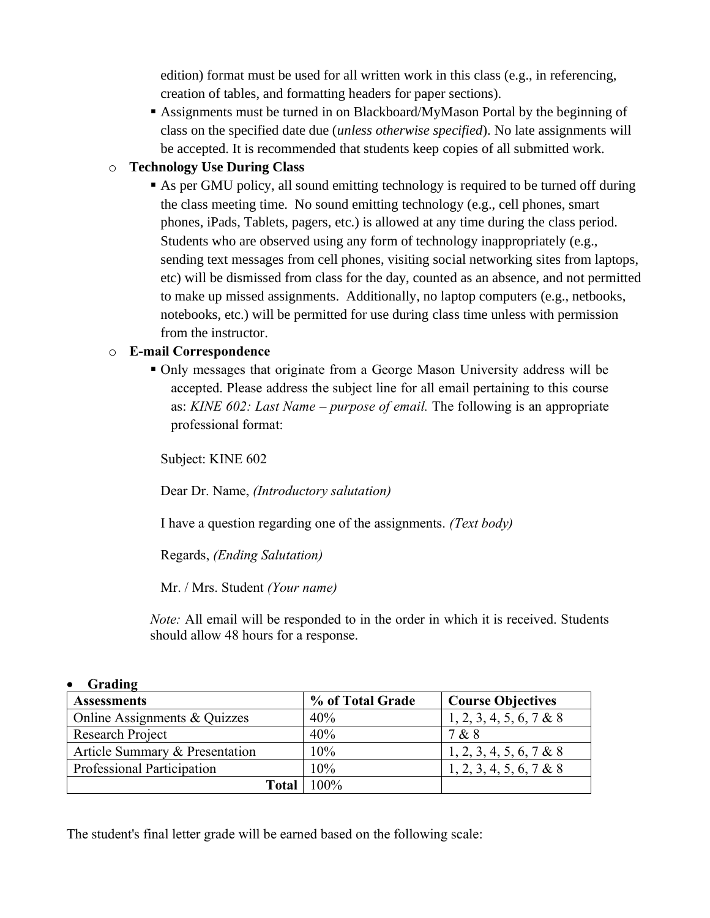edition) format must be used for all written work in this class (e.g., in referencing, creation of tables, and formatting headers for paper sections).

- Assignments must be turned in on Blackboard/MyMason Portal by the beginning of class on the specified date due (*unless otherwise specified*). No late assignments will be accepted. It is recommended that students keep copies of all submitted work.

- **Technology Use During Class**
  - As per GMU policy, all sound emitting technology is required to be turned off during the class meeting time. No sound emitting technology (e.g., cell phones, smart phones, iPads, Tablets, pagers, etc.) is allowed at any time during the class period. Students who are observed using any form of technology inappropriately (e.g., sending text messages from cell phones, visiting social networking sites from laptops, etc) will be dismissed from class for the day, counted as an absence, and not permitted to make up missed assignments. Additionally, no laptop computers (e.g., netbooks, notebooks, etc.) will be permitted for use during class time unless with permission from the instructor.

- **E-mail Correspondence**
  - Only messages that originate from a George Mason University address will be accepted. Please address the subject line for all email pertaining to this course as: *KINE 602: Last Name – purpose of email.* The following is an appropriate professional format:

    Subject: KINE 602

    Dear Dr. Name, *(Introductory salutation)*

    I have a question regarding one of the assignments. *(Text body)*

    Regards, *(Ending Salutation)*

    Mr. / Mrs. Student *(Your name)*

  *Note:* All email will be responded to in the order in which it is received. Students should allow 48 hours for a response.

- **Grading**

| Assessments | % of Total Grade | Course Objectives |
|---|---|---|
| Online Assignments & Quizzes | 40% | 1, 2, 3, 4, 5, 6, 7 & 8 |
| Research Project | 40% | 7 & 8 |
| Article Summary & Presentation | 10% | 1, 2, 3, 4, 5, 6, 7 & 8 |
| Professional Participation | 10% | 1, 2, 3, 4, 5, 6, 7 & 8 |
| **Total** | 100% | |

The student's final letter grade will be earned based on the following scale: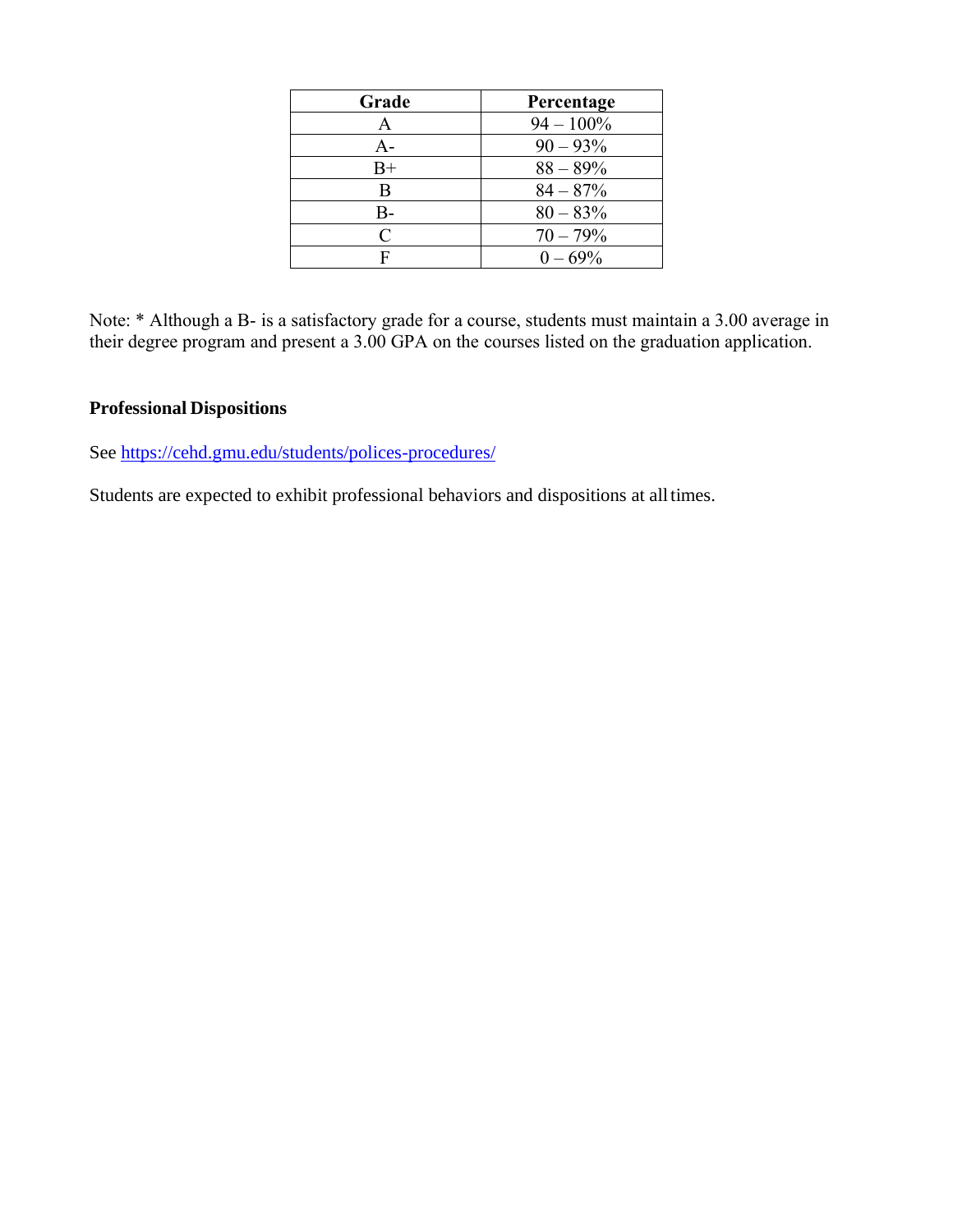| Grade | Percentage |
|---|---|
| A | 94 – 100% |
| A- | 90 – 93% |
| B+ | 88 – 89% |
| B | 84 – 87% |
| B- | 80 – 83% |
| C | 70 – 79% |
| F | 0 – 69% |

Note: * Although a B- is a satisfactory grade for a course, students must maintain a 3.00 average in their degree program and present a 3.00 GPA on the courses listed on the graduation application.

**Professional Dispositions**

See https://cehd.gmu.edu/students/polices-procedures/

Students are expected to exhibit professional behaviors and dispositions at all times.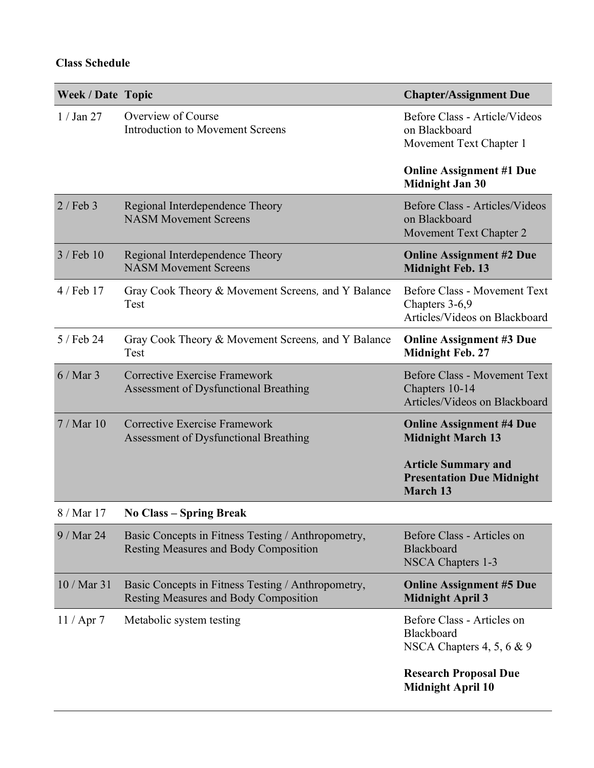**Class Schedule**

| Week / Date | Topic | Chapter/Assignment Due |
|---|---|---|
| 1 / Jan 27 | Overview of Course<br>Introduction to Movement Screens | Before Class - Article/Videos on Blackboard<br>Movement Text Chapter 1<br><br>**Online Assignment #1 Due Midnight Jan 30** |
| 2 / Feb 3 | Regional Interdependence Theory<br>NASM Movement Screens | Before Class - Articles/Videos on Blackboard<br>Movement Text Chapter 2 |
| 3 / Feb 10 | Regional Interdependence Theory<br>NASM Movement Screens | **Online Assignment #2 Due Midnight Feb. 13** |
| 4 / Feb 17 | Gray Cook Theory & Movement Screens, and Y Balance Test | Before Class - Movement Text Chapters 3-6,9<br>Articles/Videos on Blackboard |
| 5 / Feb 24 | Gray Cook Theory & Movement Screens, and Y Balance Test | **Online Assignment #3 Due Midnight Feb. 27** |
| 6 / Mar 3 | Corrective Exercise Framework<br>Assessment of Dysfunctional Breathing | Before Class - Movement Text Chapters 10-14<br>Articles/Videos on Blackboard |
| 7 / Mar 10 | Corrective Exercise Framework<br>Assessment of Dysfunctional Breathing | **Online Assignment #4 Due Midnight March 13**<br><br>**Article Summary and Presentation Due Midnight March 13** |
| 8 / Mar 17 | **No Class – Spring Break** | |
| 9 / Mar 24 | Basic Concepts in Fitness Testing / Anthropometry, Resting Measures and Body Composition | Before Class - Articles on Blackboard<br>NSCA Chapters 1-3 |
| 10 / Mar 31 | Basic Concepts in Fitness Testing / Anthropometry, Resting Measures and Body Composition | **Online Assignment #5 Due Midnight April 3** |
| 11 / Apr 7 | Metabolic system testing | Before Class - Articles on Blackboard<br>NSCA Chapters 4, 5, 6 & 9<br><br>**Research Proposal Due Midnight April 10** |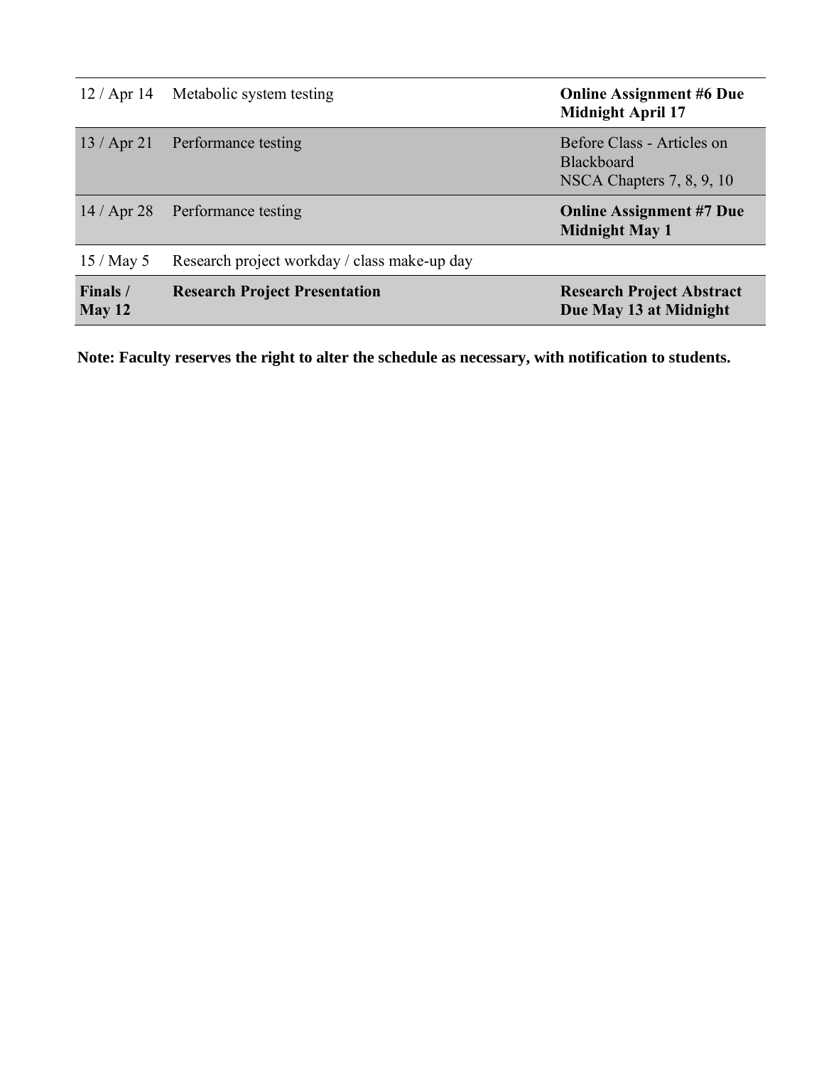| | | |
|---|---|---|
| 12 / Apr 14 | Metabolic system testing | **Online Assignment #6 Due Midnight April 17** |
| 13 / Apr 21 | Performance testing | Before Class - Articles on Blackboard<br>NSCA Chapters 7, 8, 9, 10 |
| 14 / Apr 28 | Performance testing | **Online Assignment #7 Due Midnight May 1** |
| 15 / May 5 | Research project workday / class make-up day | |
| **Finals / May 12** | **Research Project Presentation** | **Research Project Abstract Due May 13 at Midnight** |

**Note: Faculty reserves the right to alter the schedule as necessary, with notification to students.**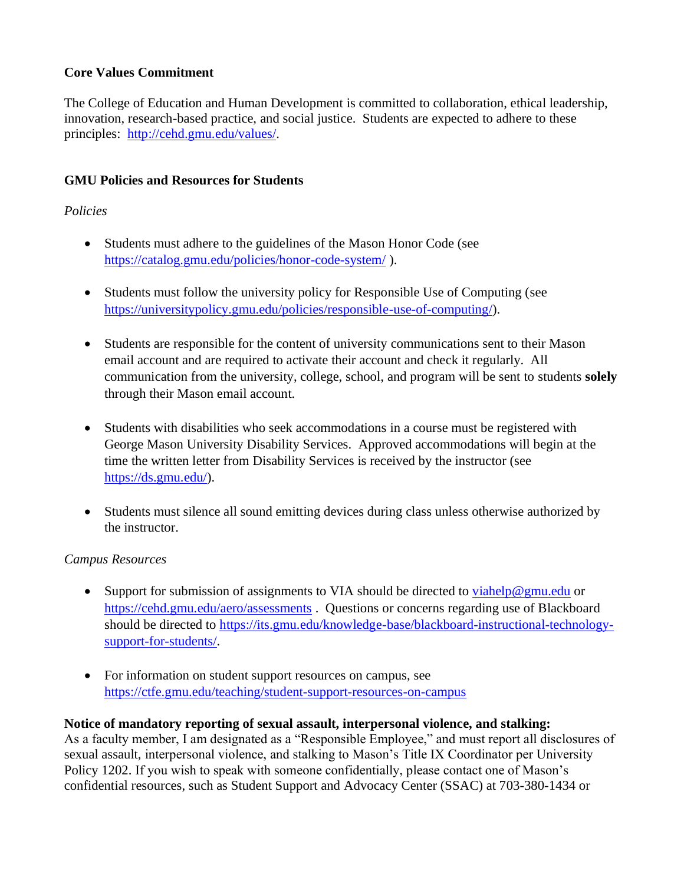## Core Values Commitment

The College of Education and Human Development is committed to collaboration, ethical leadership, innovation, research-based practice, and social justice. Students are expected to adhere to these principles: [http://cehd.gmu.edu/values/](http://cehd.gmu.edu/values/).

## GMU Policies and Resources for Students

*Policies*

- Students must adhere to the guidelines of the Mason Honor Code (see [https://catalog.gmu.edu/policies/honor-code-system/](https://catalog.gmu.edu/policies/honor-code-system/) ).

- Students must follow the university policy for Responsible Use of Computing (see [https://universitypolicy.gmu.edu/policies/responsible-use-of-computing/](https://universitypolicy.gmu.edu/policies/responsible-use-of-computing/)).

- Students are responsible for the content of university communications sent to their Mason email account and are required to activate their account and check it regularly. All communication from the university, college, school, and program will be sent to students **solely** through their Mason email account.

- Students with disabilities who seek accommodations in a course must be registered with George Mason University Disability Services. Approved accommodations will begin at the time the written letter from Disability Services is received by the instructor (see [https://ds.gmu.edu/](https://ds.gmu.edu/)).

- Students must silence all sound emitting devices during class unless otherwise authorized by the instructor.

*Campus Resources*

- Support for submission of assignments to VIA should be directed to [viahelp@gmu.edu](mailto:viahelp@gmu.edu) or [https://cehd.gmu.edu/aero/assessments](https://cehd.gmu.edu/aero/assessments) . Questions or concerns regarding use of Blackboard should be directed to [https://its.gmu.edu/knowledge-base/blackboard-instructional-technology-support-for-students/](https://its.gmu.edu/knowledge-base/blackboard-instructional-technology-support-for-students/).

- For information on student support resources on campus, see [https://ctfe.gmu.edu/teaching/student-support-resources-on-campus](https://ctfe.gmu.edu/teaching/student-support-resources-on-campus)

**Notice of mandatory reporting of sexual assault, interpersonal violence, and stalking:**
As a faculty member, I am designated as a "Responsible Employee," and must report all disclosures of sexual assault, interpersonal violence, and stalking to Mason's Title IX Coordinator per University Policy 1202. If you wish to speak with someone confidentially, please contact one of Mason's confidential resources, such as Student Support and Advocacy Center (SSAC) at 703-380-1434 or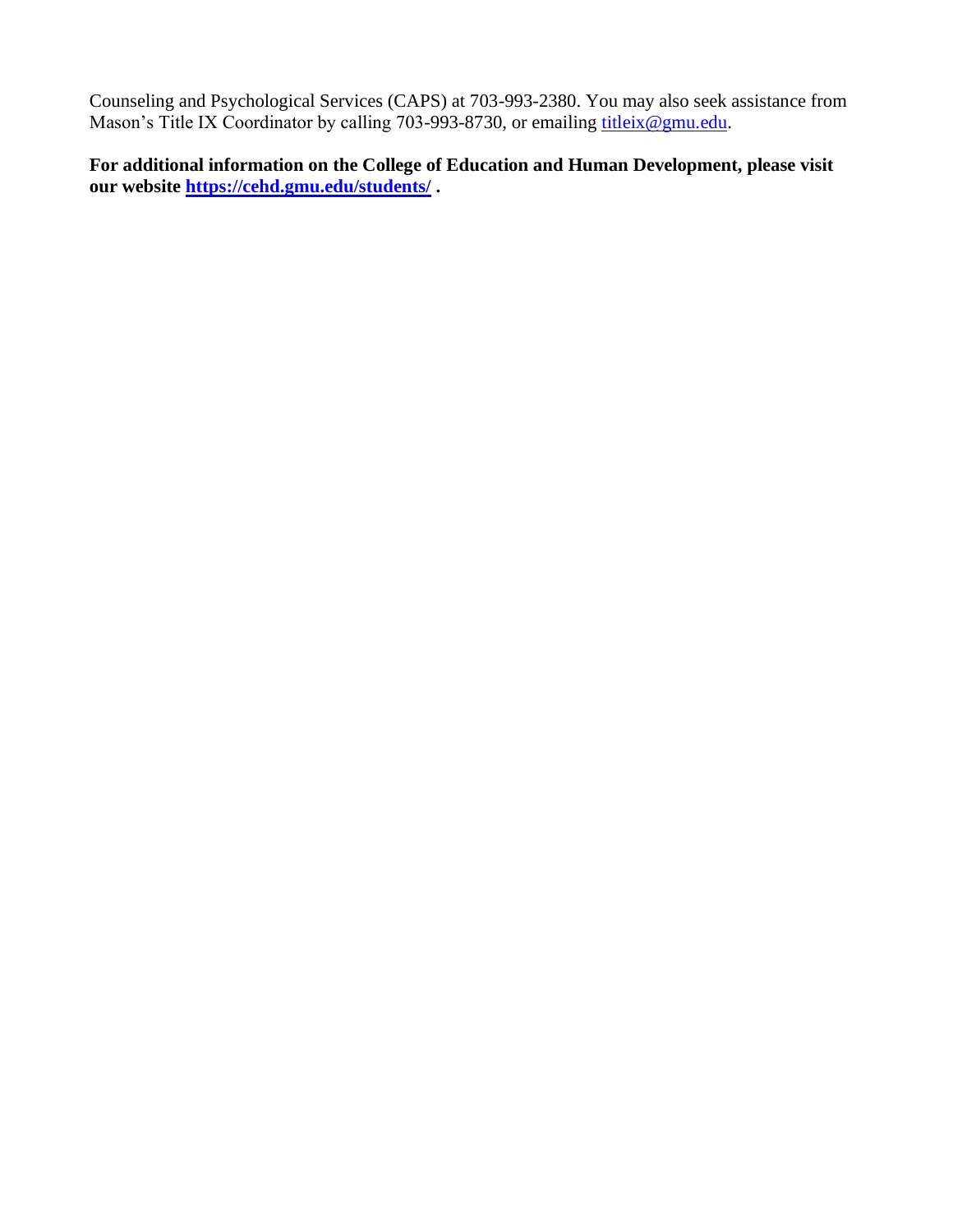Counseling and Psychological Services (CAPS) at 703-993-2380. You may also seek assistance from Mason's Title IX Coordinator by calling 703-993-8730, or emailing titleix@gmu.edu.

**For additional information on the College of Education and Human Development, please visit our website https://cehd.gmu.edu/students/ .**